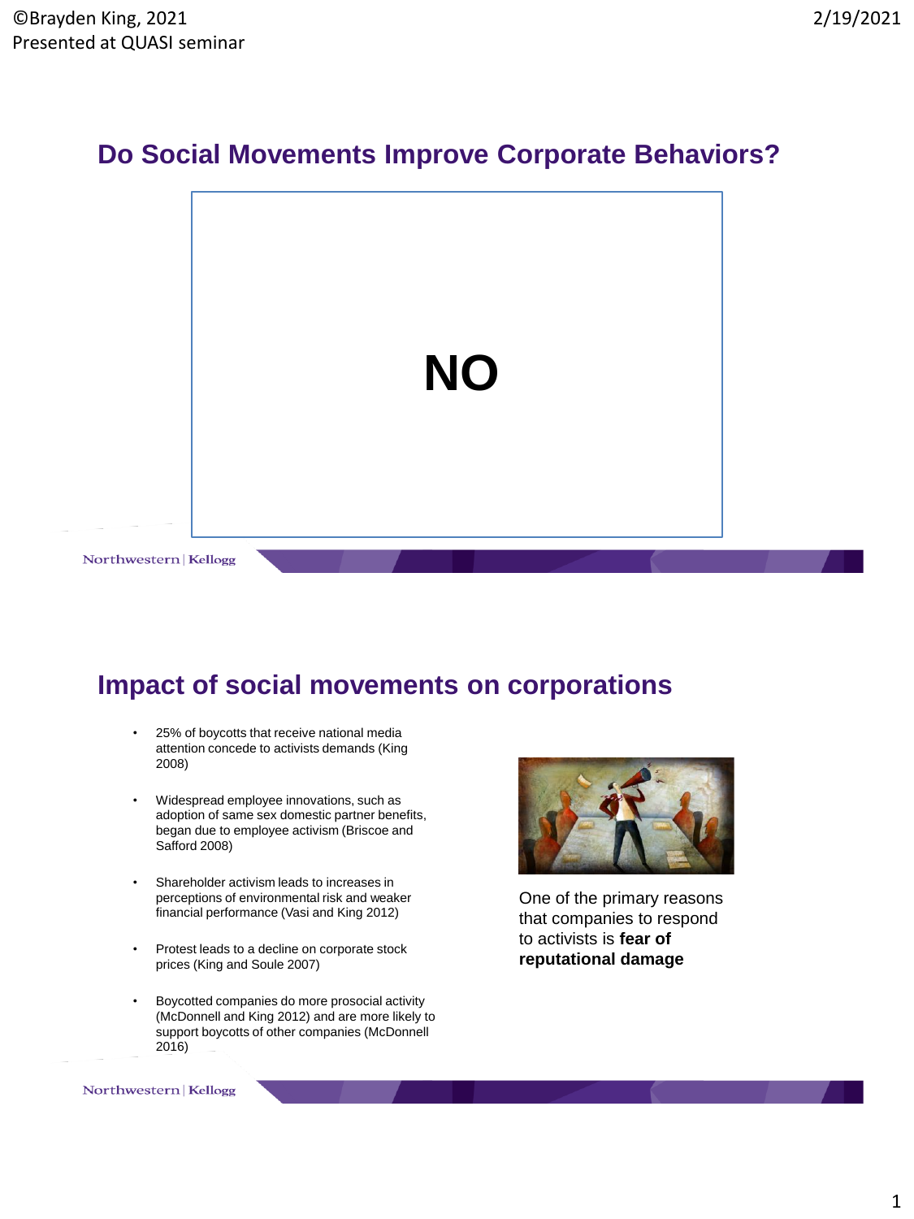©Brayden King, 2021
Presented at QUASI seminar

## Do Social Movements Improve Corporate Behaviors?

**NO**

## Impact of social movements on corporations

- 25% of boycotts that receive national media attention concede to activists demands (King 2008)
- Widespread employee innovations, such as adoption of same sex domestic partner benefits, began due to employee activism (Briscoe and Safford 2008)
- Shareholder activism leads to increases in perceptions of environmental risk and weaker financial performance (Vasi and King 2012)
- Protest leads to a decline on corporate stock prices (King and Soule 2007)
- Boycotted companies do more prosocial activity (McDonnell and King 2012) and are more likely to support boycotts of other companies (McDonnell 2016)

One of the primary reasons that companies to respond to activists is **fear of reputational damage**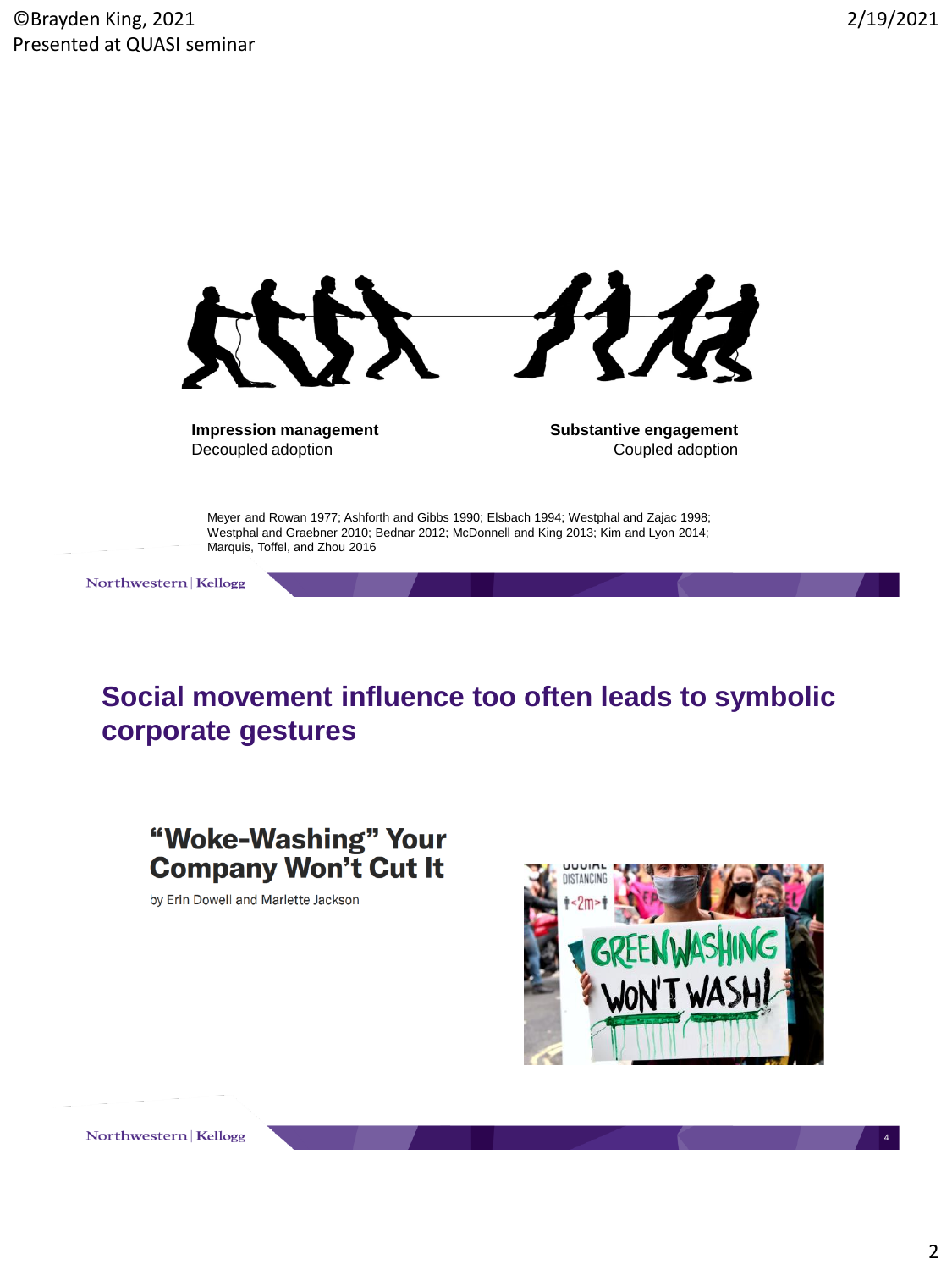**Impression management**
Decoupled adoption

**Substantive engagement**
Coupled adoption

Meyer and Rowan 1977; Ashforth and Gibbs 1990; Elsbach 1994; Westphal and Zajac 1998; Westphal and Graebner 2010; Bednar 2012; McDonnell and King 2013; Kim and Lyon 2014; Marquis, Toffel, and Zhou 2016

## Social movement influence too often leads to symbolic corporate gestures

**"Woke-Washing" Your Company Won't Cut It**

by Erin Dowell and Marlette Jackson

GREENWASHING WON'T WASH!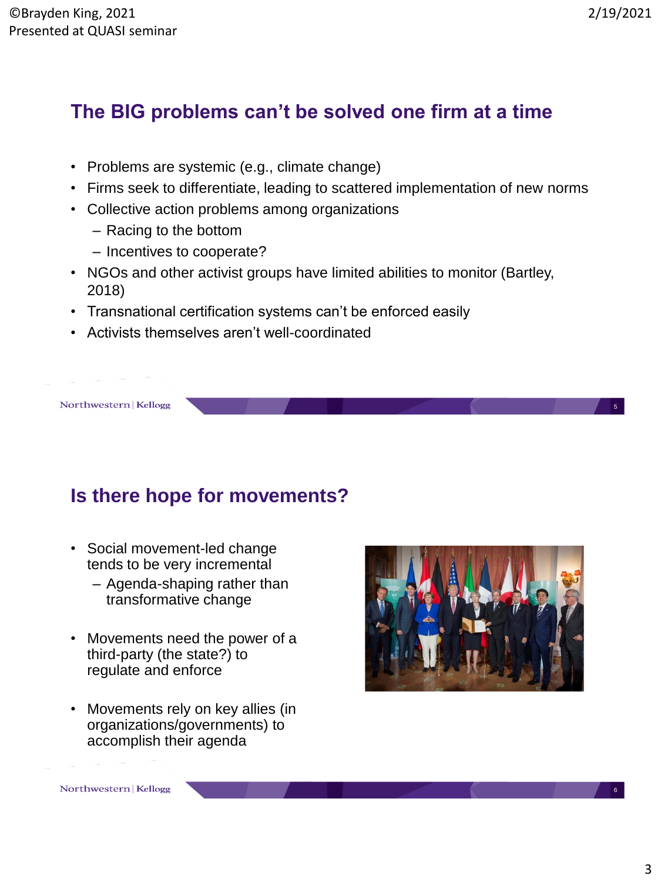## The BIG problems can't be solved one firm at a time

- Problems are systemic (e.g., climate change)
- Firms seek to differentiate, leading to scattered implementation of new norms
- Collective action problems among organizations
  - Racing to the bottom
  - Incentives to cooperate?
- NGOs and other activist groups have limited abilities to monitor (Bartley, 2018)
- Transnational certification systems can't be enforced easily
- Activists themselves aren't well-coordinated

## Is there hope for movements?

- Social movement-led change tends to be very incremental
  - Agenda-shaping rather than transformative change
- Movements need the power of a third-party (the state?) to regulate and enforce
- Movements rely on key allies (in organizations/governments) to accomplish their agenda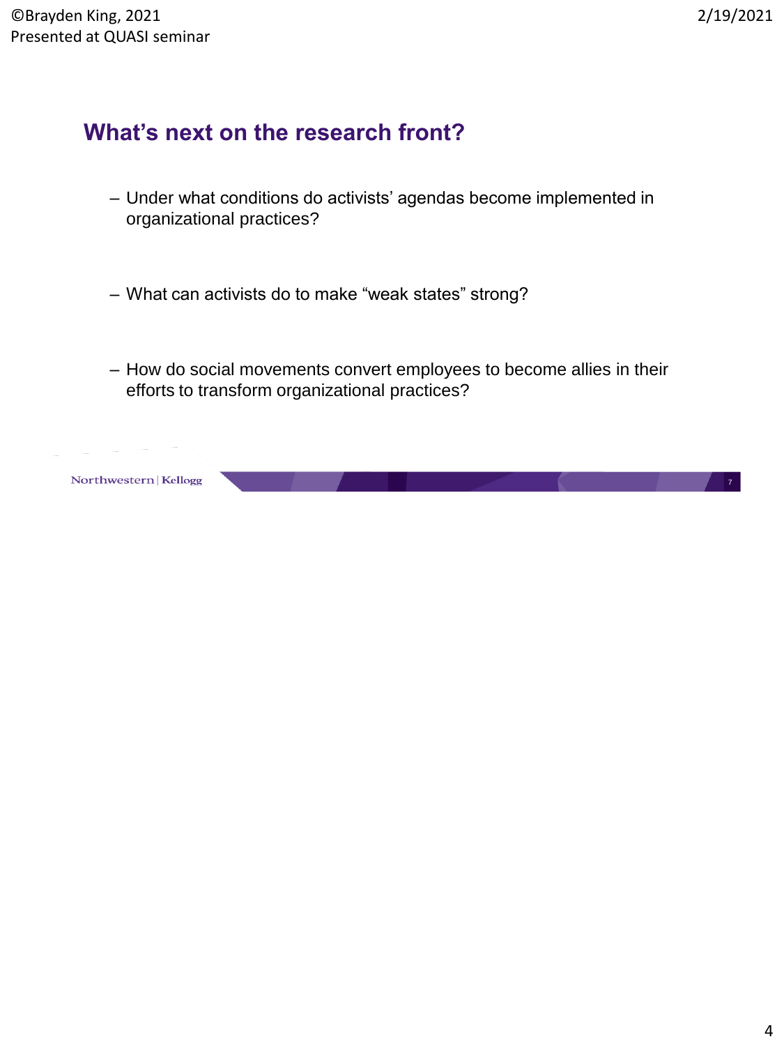## What's next on the research front?

- Under what conditions do activists' agendas become implemented in organizational practices?

- What can activists do to make "weak states" strong?

- How do social movements convert employees to become allies in their efforts to transform organizational practices?